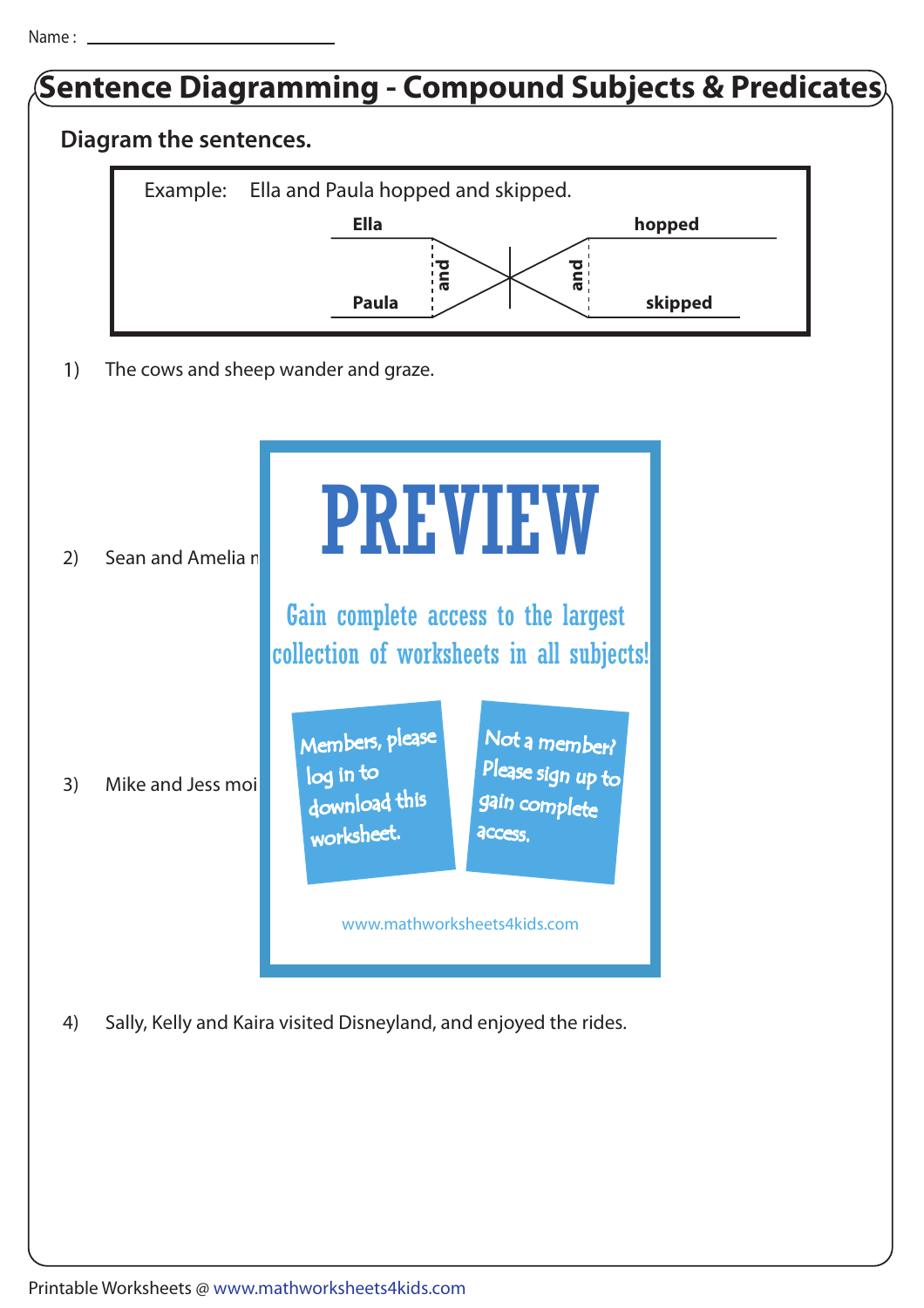Name : ______________________

# Sentence Diagramming - Compound Subjects & Predicates

**Diagram the sentences.**

Example: Ella and Paula hopped and skipped.

| Subjects | | Predicates |
|---|---|---|
| **Ella** | and | **hopped** |
| **Paula** | and | **skipped** |

1) The cows and sheep wander and graze.

PREVIEW

Gain complete access to the largest collection of worksheets in all subjects!

Members, please log in to download this worksheet.

Not a member? Please sign up to gain complete access.

www.mathworksheets4kids.com

2) Sean and Amelia n

3) Mike and Jess moi

4) Sally, Kelly and Kaira visited Disneyland, and enjoyed the rides.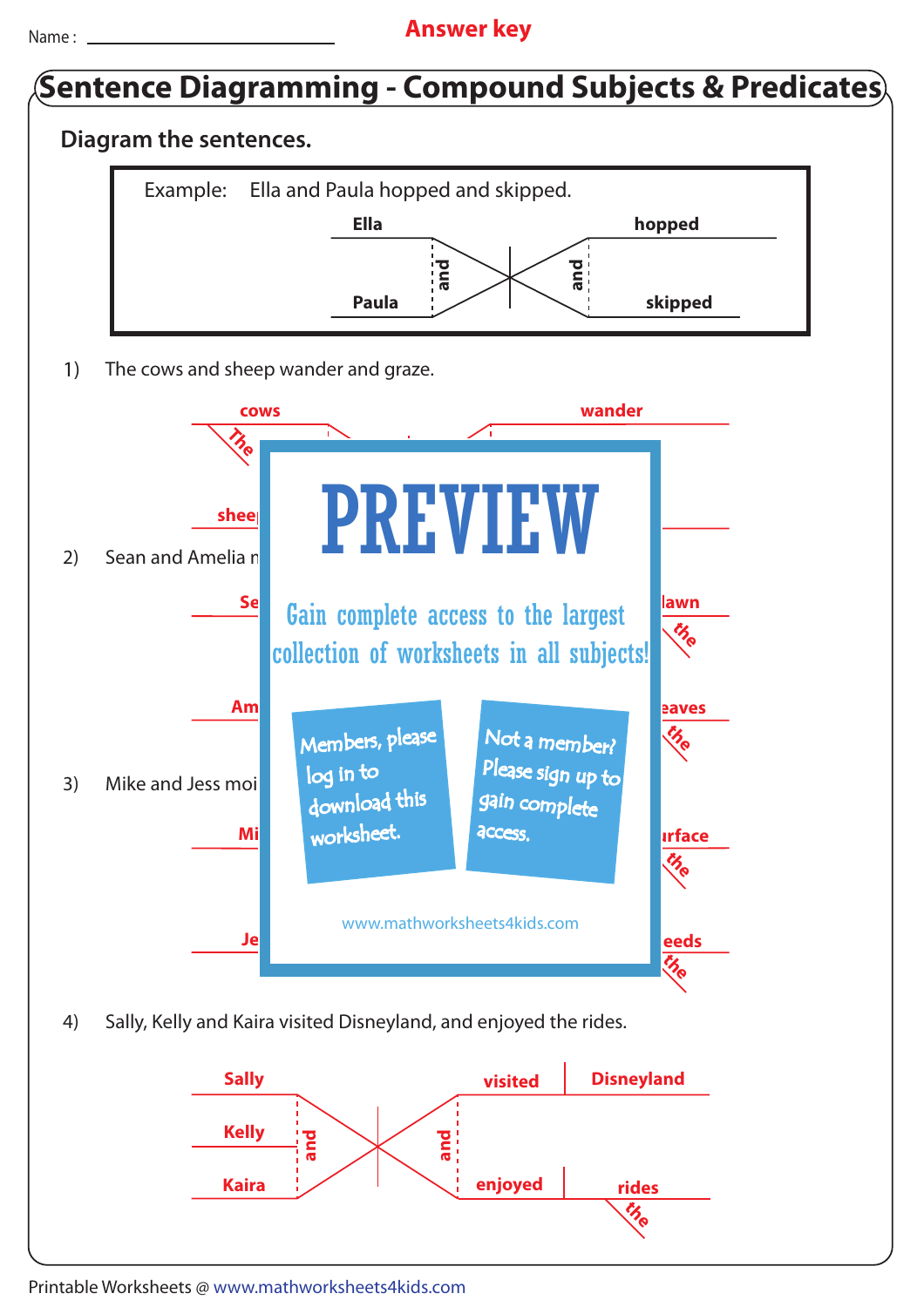Name :

**Answer key**

# Sentence Diagramming - Compound Subjects & Predicates

## Diagram the sentences.

Example: Ella and Paula hopped and skipped.

Ella
Paula
and
and
hopped
skipped

1) The cows and sheep wander and graze.

cows
The
shee
wander

**PREVIEW**

Gain complete access to the largest collection of worksheets in all subjects!

Members, please log in to download this worksheet.

Not a member? Please sign up to gain complete access.

www.mathworksheets4kids.com

2) Sean and Amelia m

Se
Am
lawn
the
eaves
the

3) Mike and Jess moi

Mi
Je
urface
the
eeds
the

4) Sally, Kelly and Kaira visited Disneyland, and enjoyed the rides.

Sally
Kelly
Kaira
and
and
visited
Disneyland
enjoyed
rides
the

Printable Worksheets @ www.mathworksheets4kids.com